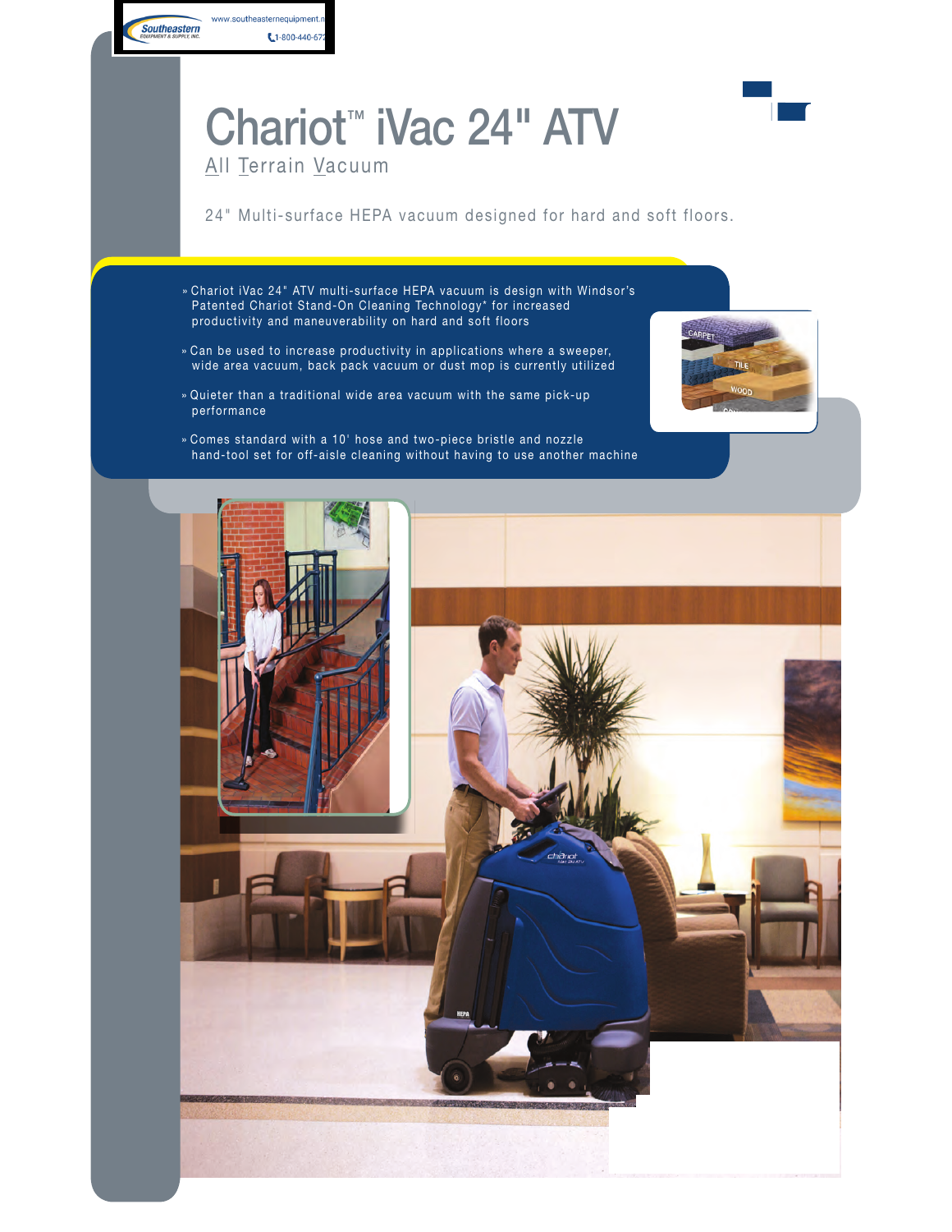www.southeasternequipment.n
1-800-440-67

# Chariot™ iVac 24" ATV

## All Terrain Vacuum

24" Multi-surface HEPA vacuum designed for hard and soft floors.

- Chariot iVac 24" ATV multi-surface HEPA vacuum is design with Windsor's Patented Chariot Stand-On Cleaning Technology* for increased productivity and maneuverability on hard and soft floors
- Can be used to increase productivity in applications where a sweeper, wide area vacuum, back pack vacuum or dust mop is currently utilized
- Quieter than a traditional wide area vacuum with the same pick-up performance
- Comes standard with a 10' hose and two-piece bristle and nozzle hand-tool set for off-aisle cleaning without having to use another machine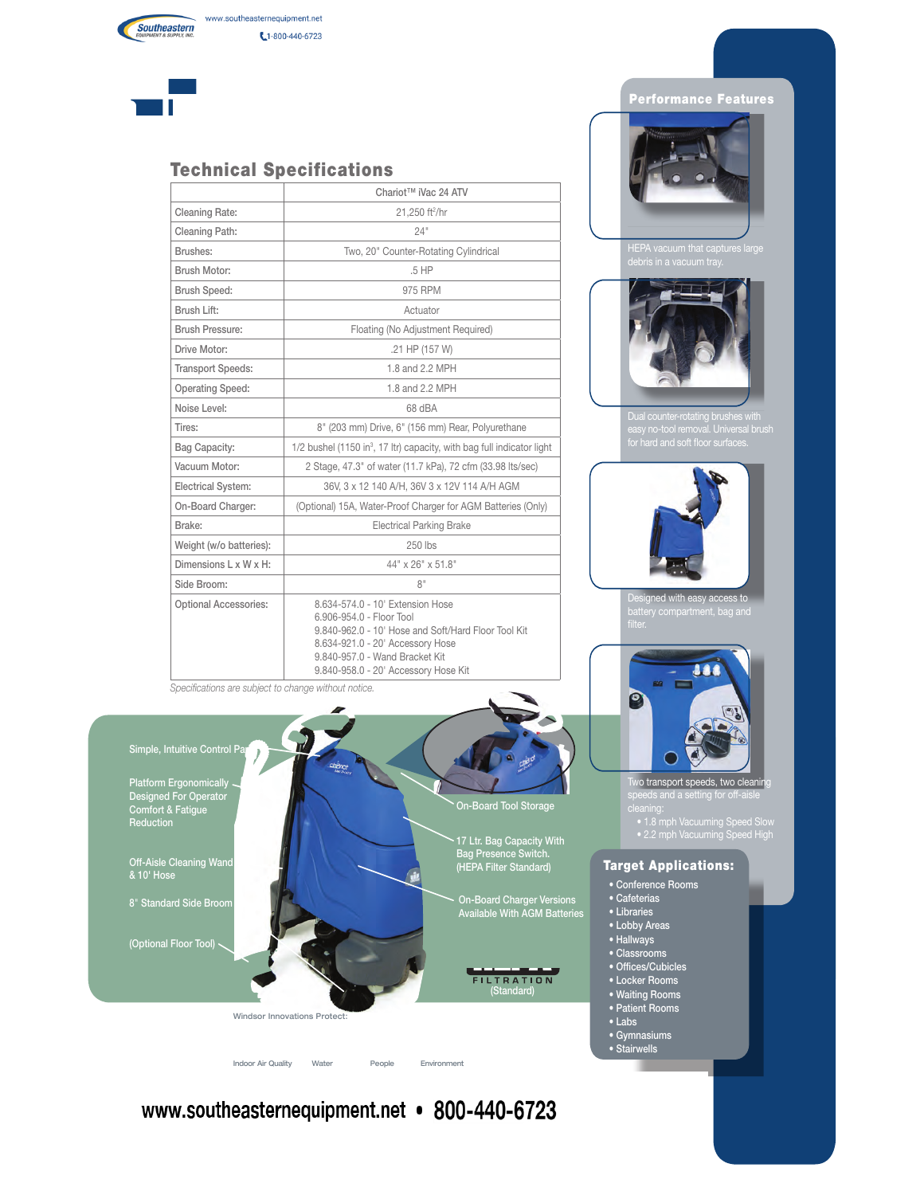## Technical Specifications

| | Chariot™ iVac 24 ATV |
|---|---|
| Cleaning Rate: | 21,250 ft²/hr |
| Cleaning Path: | 24" |
| Brushes: | Two, 20" Counter-Rotating Cylindrical |
| Brush Motor: | .5 HP |
| Brush Speed: | 975 RPM |
| Brush Lift: | Actuator |
| Brush Pressure: | Floating (No Adjustment Required) |
| Drive Motor: | .21 HP (157 W) |
| Transport Speeds: | 1.8 and 2.2 MPH |
| Operating Speed: | 1.8 and 2.2 MPH |
| Noise Level: | 68 dBA |
| Tires: | 8" (203 mm) Drive, 6" (156 mm) Rear, Polyurethane |
| Bag Capacity: | 1/2 bushel (1150 in³, 17 ltr) capacity, with bag full indicator light |
| Vacuum Motor: | 2 Stage, 47.3" of water (11.7 kPa), 72 cfm (33.98 lts/sec) |
| Electrical System: | 36V, 3 x 12 140 A/H, 36V 3 x 12V 114 A/H AGM |
| On-Board Charger: | (Optional) 15A, Water-Proof Charger for AGM Batteries (Only) |
| Brake: | Electrical Parking Brake |
| Weight (w/o batteries): | 250 lbs |
| Dimensions L x W x H: | 44" x 26" x 51.8" |
| Side Broom: | 8" |
| Optional Accessories: | 8.634-574.0 - 10' Extension Hose<br>6.906-954.0 - Floor Tool<br>9.840-962.0 - 10' Hose and Soft/Hard Floor Tool Kit<br>8.634-921.0 - 20' Accessory Hose<br>9.840-957.0 - Wand Bracket Kit<br>9.840-958.0 - 20' Accessory Hose Kit |

*Specifications are subject to change without notice.*

Simple, Intuitive Control Pa

Platform Ergonomically Designed For Operator Comfort & Fatigue Reduction

Off-Aisle Cleaning Wand & 10' Hose

8" Standard Side Broom

(Optional Floor Tool)

On-Board Tool Storage

17 Ltr. Bag Capacity With Bag Presence Switch. (HEPA Filter Standard)

On-Board Charger Versions Available With AGM Batteries

FILTRATION (Standard)

Windsor Innovations Protect:

Indoor Air Quality Water People Environment

## Performance Features

HEPA vacuum that captures large debris in a vacuum tray.

Dual counter-rotating brushes with easy no-tool removal. Universal brush for hard and soft floor surfaces.

Designed with easy access to battery compartment, bag and filter.

Two transport speeds, two cleaning speeds and a setting for off-aisle cleaning:

- 1.8 mph Vacuuming Speed Slow
- 2.2 mph Vacuuming Speed High

## Target Applications:

- Conference Rooms
- Cafeterias
- Libraries
- Lobby Areas
- Hallways
- Classrooms
- Offices/Cubicles
- Locker Rooms
- Waiting Rooms
- Patient Rooms
- Labs
- Gymnasiums
- Stairwells

www.southeasternequipment.net • 800-440-6723